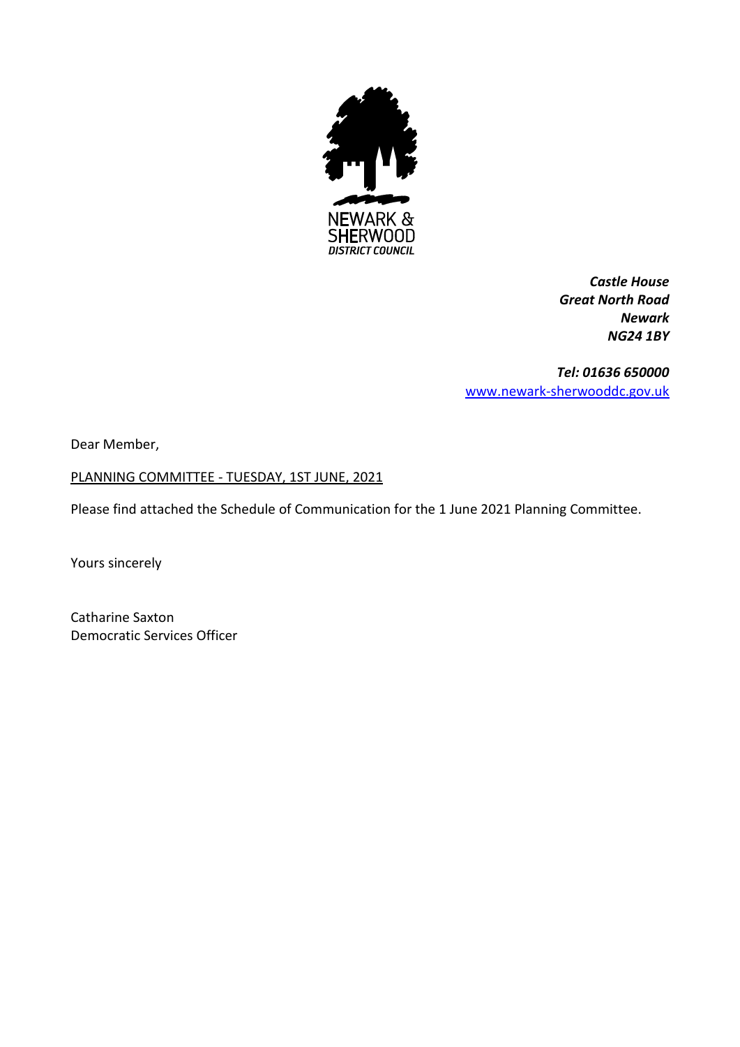NEWARK &
SHERWOOD
*DISTRICT COUNCIL*

***Castle House***
***Great North Road***
***Newark***
***NG24 1BY***

***Tel: 01636 650000***
www.newark-sherwooddc.gov.uk

Dear Member,

PLANNING COMMITTEE - TUESDAY, 1ST JUNE, 2021

Please find attached the Schedule of Communication for the 1 June 2021 Planning Committee.

Yours sincerely

Catharine Saxton
Democratic Services Officer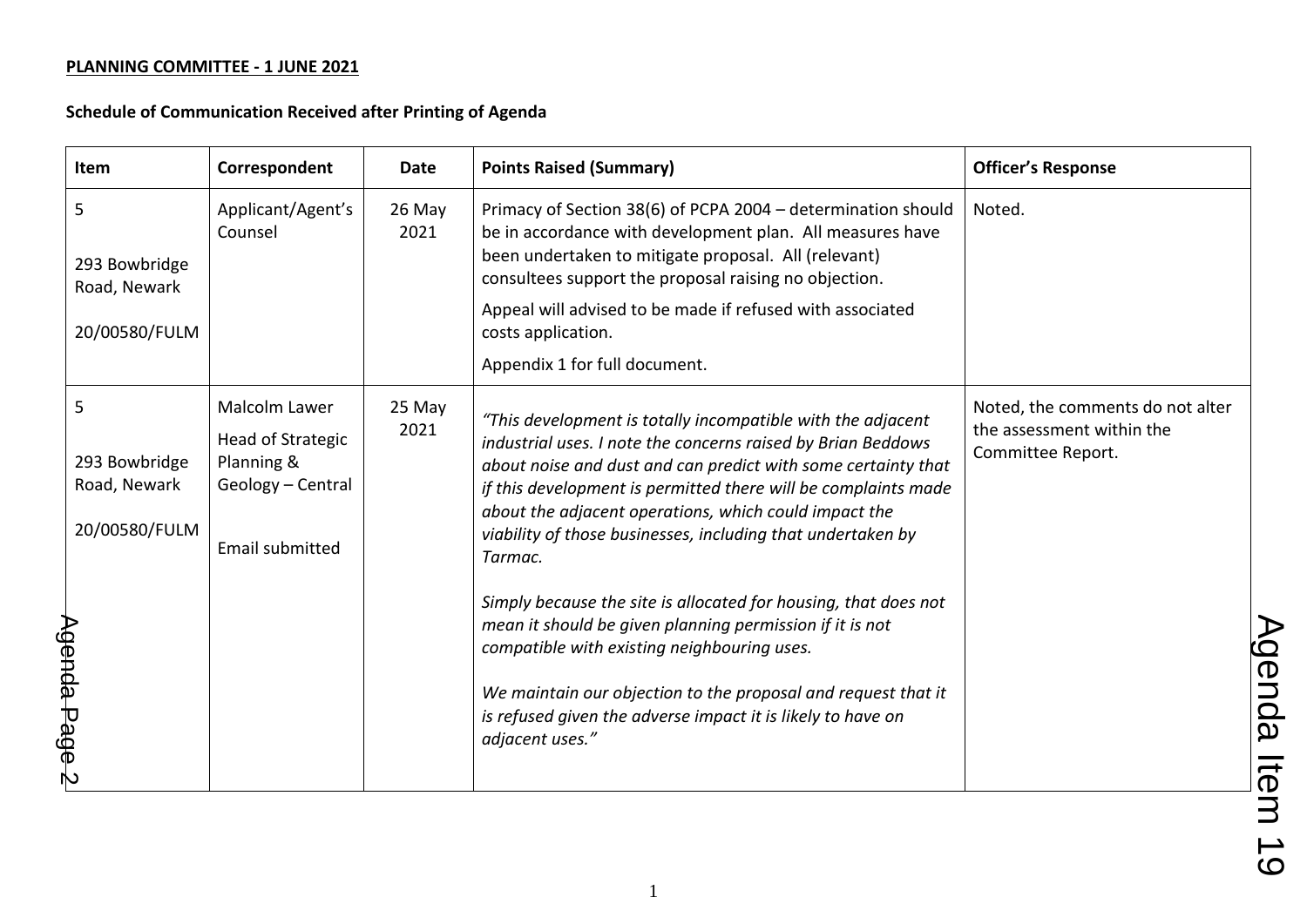**PLANNING COMMITTEE - 1 JUNE 2021**

**Schedule of Communication Received after Printing of Agenda**

| Item | Correspondent | Date | Points Raised (Summary) | Officer's Response |
|---|---|---|---|---|
| 5<br><br>293 Bowbridge Road, Newark<br><br>20/00580/FULM | Applicant/Agent's Counsel | 26 May 2021 | Primacy of Section 38(6) of PCPA 2004 – determination should be in accordance with development plan. All measures have been undertaken to mitigate proposal. All (relevant) consultees support the proposal raising no objection.<br><br>Appeal will advised to be made if refused with associated costs application.<br><br>Appendix 1 for full document. | Noted. |
| 5<br><br>293 Bowbridge Road, Newark<br><br>20/00580/FULM | Malcolm Lawer<br><br>Head of Strategic Planning & Geology – Central<br><br>Email submitted | 25 May 2021 | *"This development is totally incompatible with the adjacent industrial uses. I note the concerns raised by Brian Beddows about noise and dust and can predict with some certainty that if this development is permitted there will be complaints made about the adjacent operations, which could impact the viability of those businesses, including that undertaken by Tarmac.*<br><br>*Simply because the site is allocated for housing, that does not mean it should be given planning permission if it is not compatible with existing neighbouring uses.*<br><br>*We maintain our objection to the proposal and request that it is refused given the adverse impact it is likely to have on adjacent uses."* | Noted, the comments do not alter the assessment within the Committee Report. |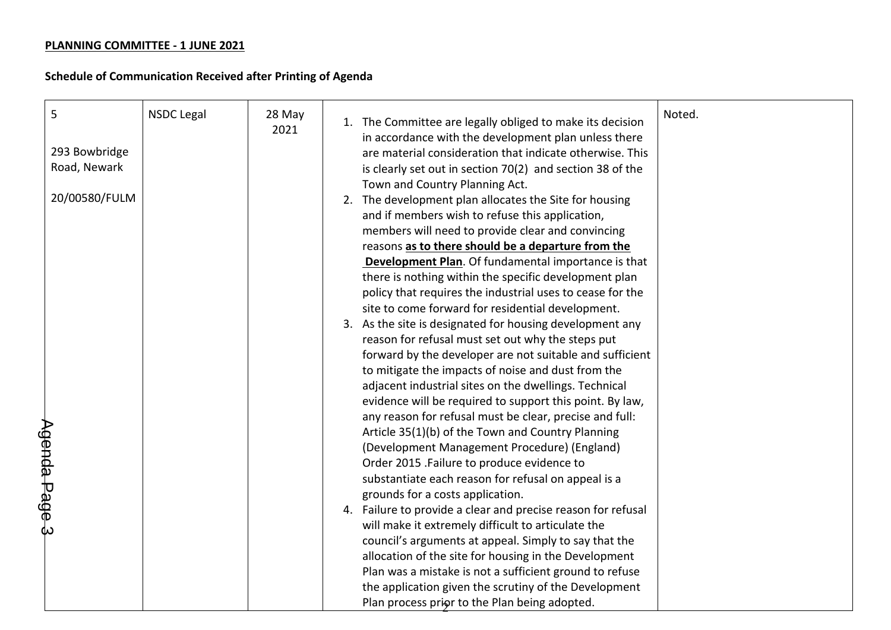**PLANNING COMMITTEE - 1 JUNE 2021**

**Schedule of Communication Received after Printing of Agenda**

| | | | | |
|---|---|---|---|---|
| 5<br><br>293 Bowbridge Road, Newark<br><br>20/00580/FULM | NSDC Legal | 28 May 2021 | 1. The Committee are legally obliged to make its decision in accordance with the development plan unless there are material consideration that indicate otherwise. This is clearly set out in section 70(2) and section 38 of the Town and Country Planning Act.<br>2. The development plan allocates the Site for housing and if members wish to refuse this application, members will need to provide clear and convincing reasons **as to there should be a departure from the Development Plan**. Of fundamental importance is that there is nothing within the specific development plan policy that requires the industrial uses to cease for the site to come forward for residential development.<br>3. As the site is designated for housing development any reason for refusal must set out why the steps put forward by the developer are not suitable and sufficient to mitigate the impacts of noise and dust from the adjacent industrial sites on the dwellings. Technical evidence will be required to support this point. By law, any reason for refusal must be clear, precise and full: Article 35(1)(b) of the Town and Country Planning (Development Management Procedure) (England) Order 2015 .Failure to produce evidence to substantiate each reason for refusal on appeal is a grounds for a costs application.<br>4. Failure to provide a clear and precise reason for refusal will make it extremely difficult to articulate the council's arguments at appeal. Simply to say that the allocation of the site for housing in the Development Plan was a mistake is not a sufficient ground to refuse the application given the scrutiny of the Development Plan process prior to the Plan being adopted. | Noted. |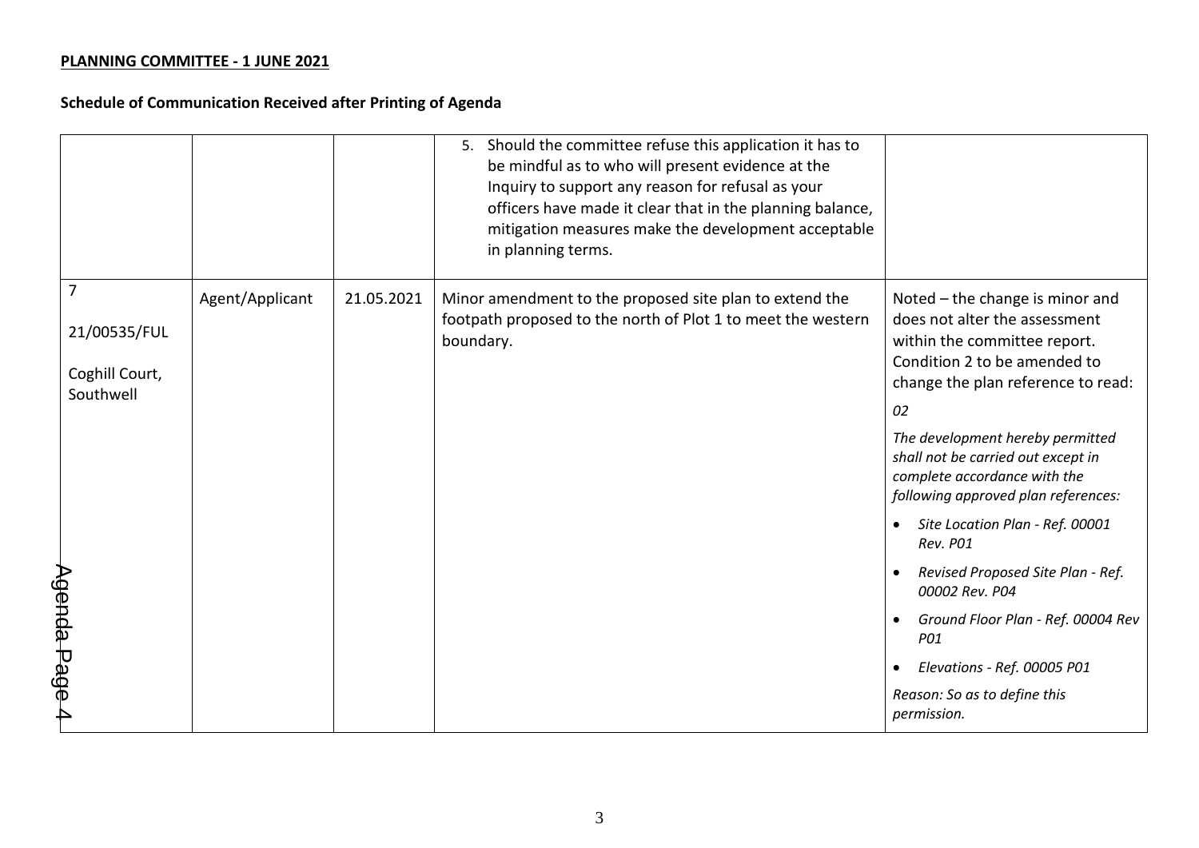**PLANNING COMMITTEE - 1 JUNE 2021**

**Schedule of Communication Received after Printing of Agenda**

| | | | | |
|---|---|---|---|---|
| | | | 5. Should the committee refuse this application it has to be mindful as to who will present evidence at the Inquiry to support any reason for refusal as your officers have made it clear that in the planning balance, mitigation measures make the development acceptable in planning terms. | |
| 7<br><br>21/00535/FUL<br><br>Coghill Court, Southwell | Agent/Applicant | 21.05.2021 | Minor amendment to the proposed site plan to extend the footpath proposed to the north of Plot 1 to meet the western boundary. | Noted – the change is minor and does not alter the assessment within the committee report. Condition 2 to be amended to change the plan reference to read:<br><br>*02*<br><br>*The development hereby permitted shall not be carried out except in complete accordance with the following approved plan references:*<br><br>• *Site Location Plan - Ref. 00001 Rev. P01*<br>• *Revised Proposed Site Plan - Ref. 00002 Rev. P04*<br>• *Ground Floor Plan - Ref. 00004 Rev P01*<br>• *Elevations - Ref. 00005 P01*<br><br>*Reason: So as to define this permission.* |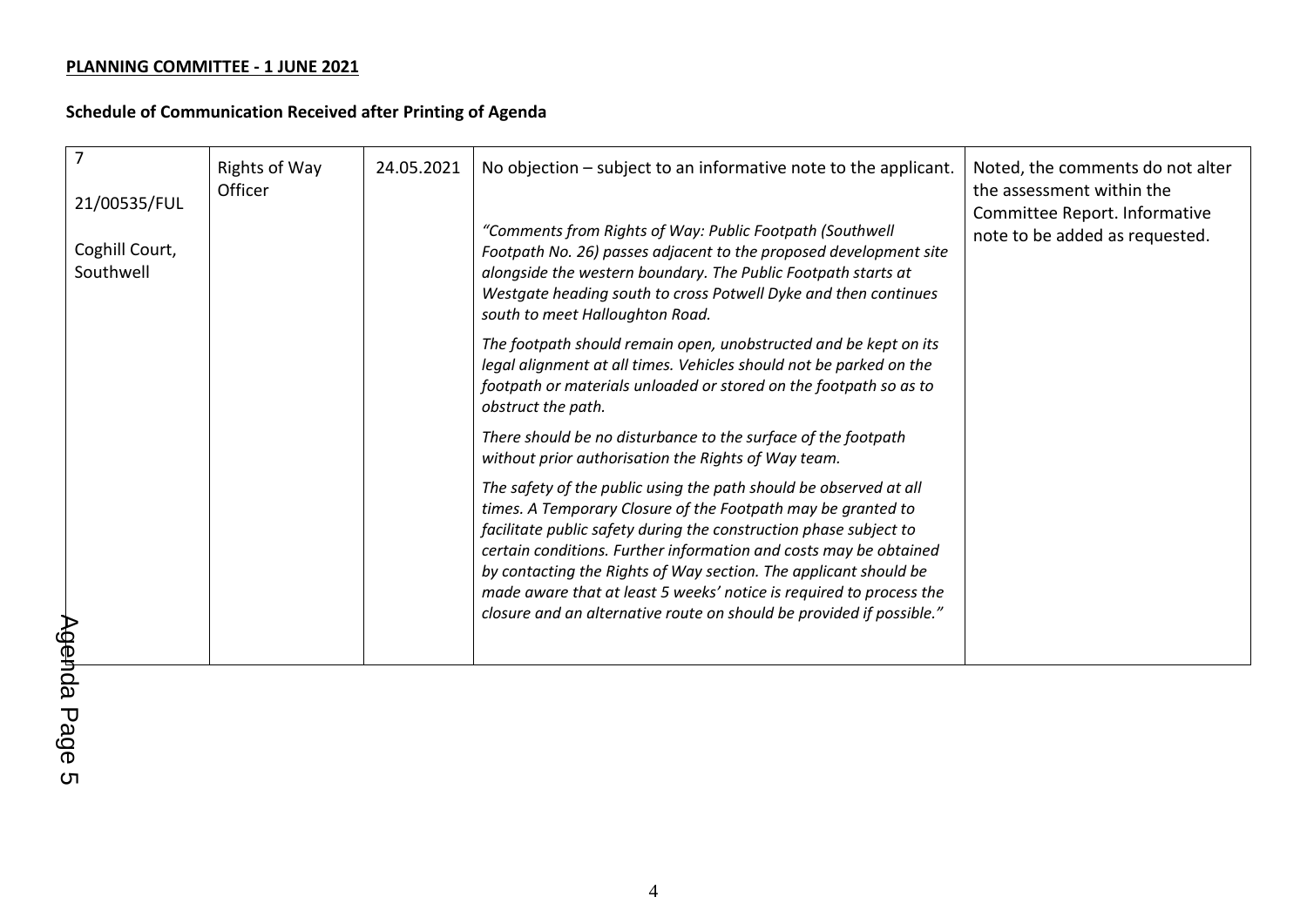**PLANNING COMMITTEE - 1 JUNE 2021**

**Schedule of Communication Received after Printing of Agenda**

| | | | | |
|---|---|---|---|---|
| 7<br><br>21/00535/FUL<br><br>Coghill Court, Southwell | Rights of Way Officer | 24.05.2021 | No objection – subject to an informative note to the applicant.<br><br>*"Comments from Rights of Way: Public Footpath (Southwell Footpath No. 26) passes adjacent to the proposed development site alongside the western boundary. The Public Footpath starts at Westgate heading south to cross Potwell Dyke and then continues south to meet Halloughton Road.*<br><br>*The footpath should remain open, unobstructed and be kept on its legal alignment at all times. Vehicles should not be parked on the footpath or materials unloaded or stored on the footpath so as to obstruct the path.*<br><br>*There should be no disturbance to the surface of the footpath without prior authorisation the Rights of Way team.*<br><br>*The safety of the public using the path should be observed at all times. A Temporary Closure of the Footpath may be granted to facilitate public safety during the construction phase subject to certain conditions. Further information and costs may be obtained by contacting the Rights of Way section. The applicant should be made aware that at least 5 weeks' notice is required to process the closure and an alternative route on should be provided if possible."* | Noted, the comments do not alter the assessment within the Committee Report. Informative note to be added as requested. |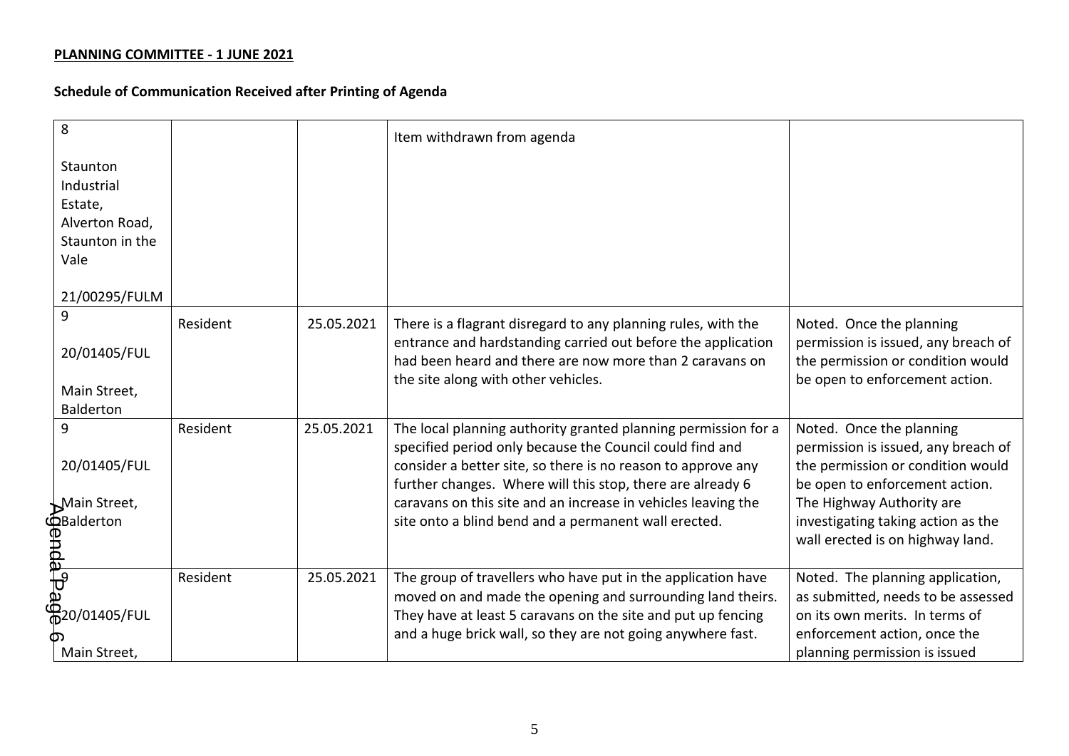**PLANNING COMMITTEE - 1 JUNE 2021**

**Schedule of Communication Received after Printing of Agenda**

| | | | | |
|---|---|---|---|---|
| 8<br><br>Staunton Industrial Estate, Alverton Road, Staunton in the Vale<br><br>21/00295/FULM | | | Item withdrawn from agenda | |
| 9<br><br>20/01405/FUL<br><br>Main Street, Balderton | Resident | 25.05.2021 | There is a flagrant disregard to any planning rules, with the entrance and hardstanding carried out before the application had been heard and there are now more than 2 caravans on the site along with other vehicles. | Noted. Once the planning permission is issued, any breach of the permission or condition would be open to enforcement action. |
| 9<br><br>20/01405/FUL<br><br>Main Street, Balderton | Resident | 25.05.2021 | The local planning authority granted planning permission for a specified period only because the Council could find and consider a better site, so there is no reason to approve any further changes. Where will this stop, there are already 6 caravans on this site and an increase in vehicles leaving the site onto a blind bend and a permanent wall erected. | Noted. Once the planning permission is issued, any breach of the permission or condition would be open to enforcement action. The Highway Authority are investigating taking action as the wall erected is on highway land. |
| 9<br><br>20/01405/FUL<br><br>Main Street, | Resident | 25.05.2021 | The group of travellers who have put in the application have moved on and made the opening and surrounding land theirs. They have at least 5 caravans on the site and put up fencing and a huge brick wall, so they are not going anywhere fast. | Noted. The planning application, as submitted, needs to be assessed on its own merits. In terms of enforcement action, once the planning permission is issued |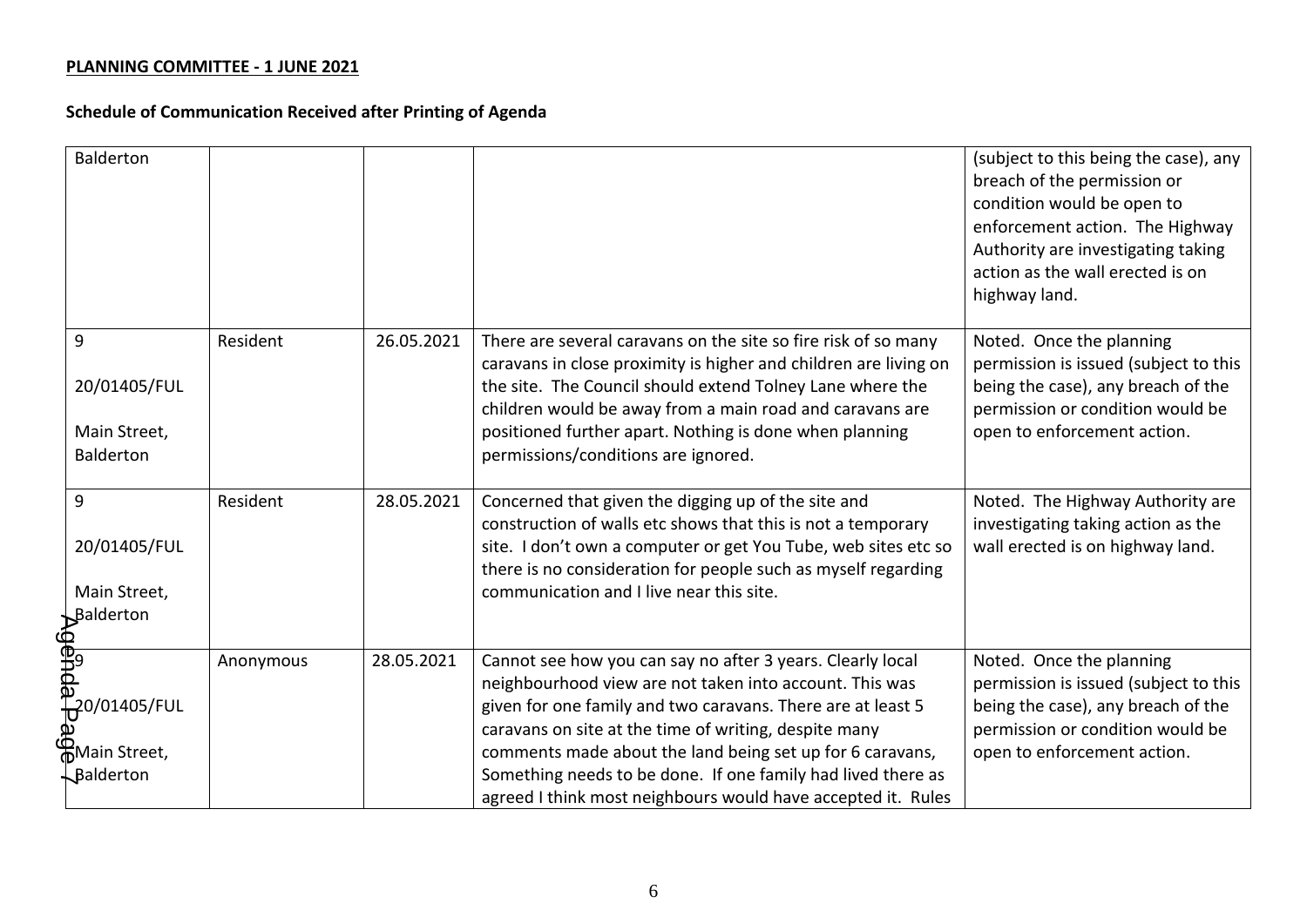**PLANNING COMMITTEE - 1 JUNE 2021**

**Schedule of Communication Received after Printing of Agenda**

| | | | | |
|---|---|---|---|---|
| Balderton | | | | (subject to this being the case), any breach of the permission or condition would be open to enforcement action. The Highway Authority are investigating taking action as the wall erected is on highway land. |
| 9<br><br>20/01405/FUL<br><br>Main Street, Balderton | Resident | 26.05.2021 | There are several caravans on the site so fire risk of so many caravans in close proximity is higher and children are living on the site. The Council should extend Tolney Lane where the children would be away from a main road and caravans are positioned further apart. Nothing is done when planning permissions/conditions are ignored. | Noted. Once the planning permission is issued (subject to this being the case), any breach of the permission or condition would be open to enforcement action. |
| 9<br><br>20/01405/FUL<br><br>Main Street, Balderton | Resident | 28.05.2021 | Concerned that given the digging up of the site and construction of walls etc shows that this is not a temporary site. I don't own a computer or get You Tube, web sites etc so there is no consideration for people such as myself regarding communication and I live near this site. | Noted. The Highway Authority are investigating taking action as the wall erected is on highway land. |
| 9<br><br>20/01405/FUL<br><br>Main Street, Balderton | Anonymous | 28.05.2021 | Cannot see how you can say no after 3 years. Clearly local neighbourhood view are not taken into account. This was given for one family and two caravans. There are at least 5 caravans on site at the time of writing, despite many comments made about the land being set up for 6 caravans, Something needs to be done. If one family had lived there as agreed I think most neighbours would have accepted it. Rules | Noted. Once the planning permission is issued (subject to this being the case), any breach of the permission or condition would be open to enforcement action. |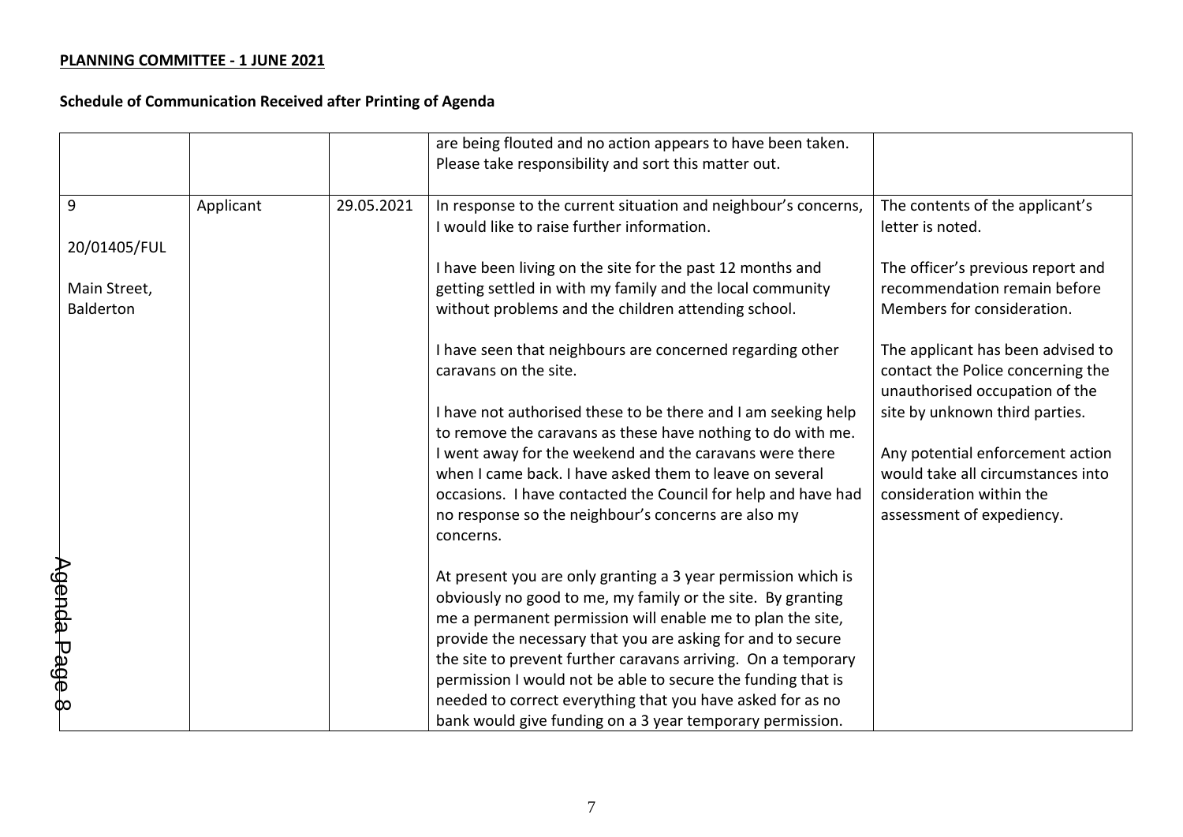**PLANNING COMMITTEE - 1 JUNE 2021**

**Schedule of Communication Received after Printing of Agenda**

| | | | | |
|---|---|---|---|---|
| | | | are being flouted and no action appears to have been taken. Please take responsibility and sort this matter out. | |
| 9<br><br>20/01405/FUL<br><br>Main Street, Balderton | Applicant | 29.05.2021 | In response to the current situation and neighbour's concerns, I would like to raise further information.<br><br>I have been living on the site for the past 12 months and getting settled in with my family and the local community without problems and the children attending school.<br><br>I have seen that neighbours are concerned regarding other caravans on the site.<br><br>I have not authorised these to be there and I am seeking help to remove the caravans as these have nothing to do with me. I went away for the weekend and the caravans were there when I came back. I have asked them to leave on several occasions. I have contacted the Council for help and have had no response so the neighbour's concerns are also my concerns.<br><br>At present you are only granting a 3 year permission which is obviously no good to me, my family or the site. By granting me a permanent permission will enable me to plan the site, provide the necessary that you are asking for and to secure the site to prevent further caravans arriving. On a temporary permission I would not be able to secure the funding that is needed to correct everything that you have asked for as no bank would give funding on a 3 year temporary permission. | The contents of the applicant's letter is noted.<br><br>The officer's previous report and recommendation remain before Members for consideration.<br><br>The applicant has been advised to contact the Police concerning the unauthorised occupation of the site by unknown third parties.<br><br>Any potential enforcement action would take all circumstances into consideration within the assessment of expediency. |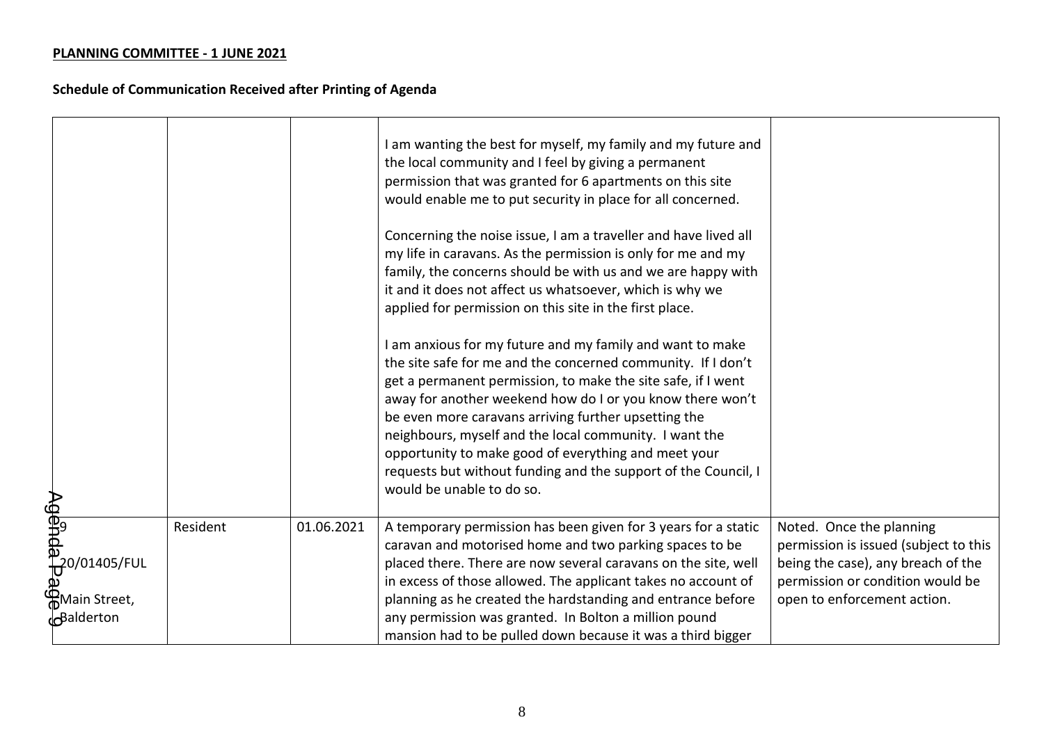**PLANNING COMMITTEE - 1 JUNE 2021**

**Schedule of Communication Received after Printing of Agenda**

| | | | | |
|---|---|---|---|---|
| | | | I am wanting the best for myself, my family and my future and the local community and I feel by giving a permanent permission that was granted for 6 apartments on this site would enable me to put security in place for all concerned.<br><br>Concerning the noise issue, I am a traveller and have lived all my life in caravans. As the permission is only for me and my family, the concerns should be with us and we are happy with it and it does not affect us whatsoever, which is why we applied for permission on this site in the first place.<br><br>I am anxious for my future and my family and want to make the site safe for me and the concerned community. If I don't get a permanent permission, to make the site safe, if I went away for another weekend how do I or you know there won't be even more caravans arriving further upsetting the neighbours, myself and the local community. I want the opportunity to make good of everything and meet your requests but without funding and the support of the Council, I would be unable to do so. | |
| 9<br><br>20/01405/FUL<br><br>Main Street, Balderton | Resident | 01.06.2021 | A temporary permission has been given for 3 years for a static caravan and motorised home and two parking spaces to be placed there. There are now several caravans on the site, well in excess of those allowed. The applicant takes no account of planning as he created the hardstanding and entrance before any permission was granted. In Bolton a million pound mansion had to be pulled down because it was a third bigger | Noted. Once the planning permission is issued (subject to this being the case), any breach of the permission or condition would be open to enforcement action. |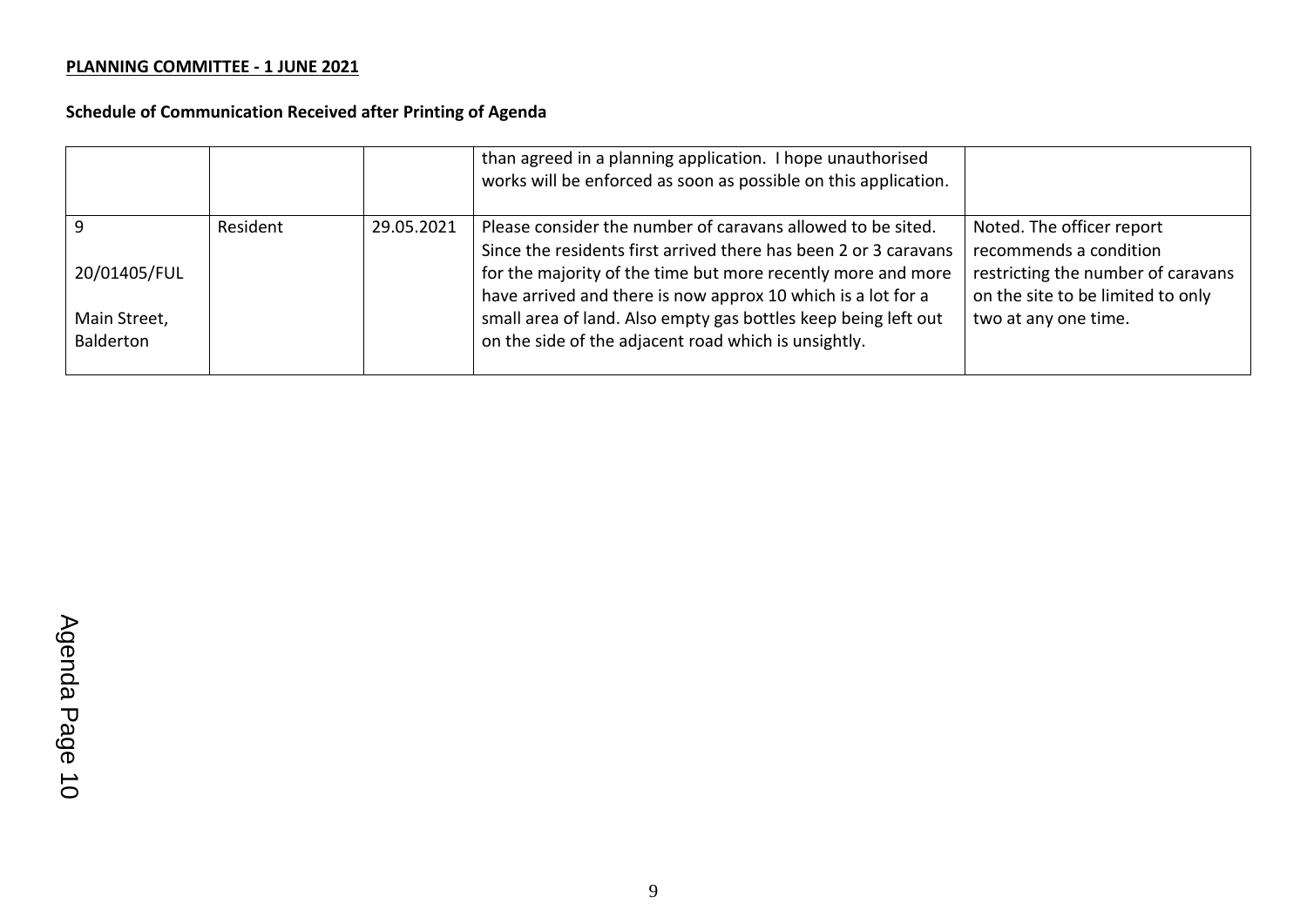**PLANNING COMMITTEE - 1 JUNE 2021**

**Schedule of Communication Received after Printing of Agenda**

| | | | | |
|---|---|---|---|---|
| | | | than agreed in a planning application. I hope unauthorised works will be enforced as soon as possible on this application. | |
| 9<br><br>20/01405/FUL<br><br>Main Street, Balderton | Resident | 29.05.2021 | Please consider the number of caravans allowed to be sited. Since the residents first arrived there has been 2 or 3 caravans for the majority of the time but more recently more and more have arrived and there is now approx 10 which is a lot for a small area of land. Also empty gas bottles keep being left out on the side of the adjacent road which is unsightly. | Noted. The officer report recommends a condition restricting the number of caravans on the site to be limited to only two at any one time. |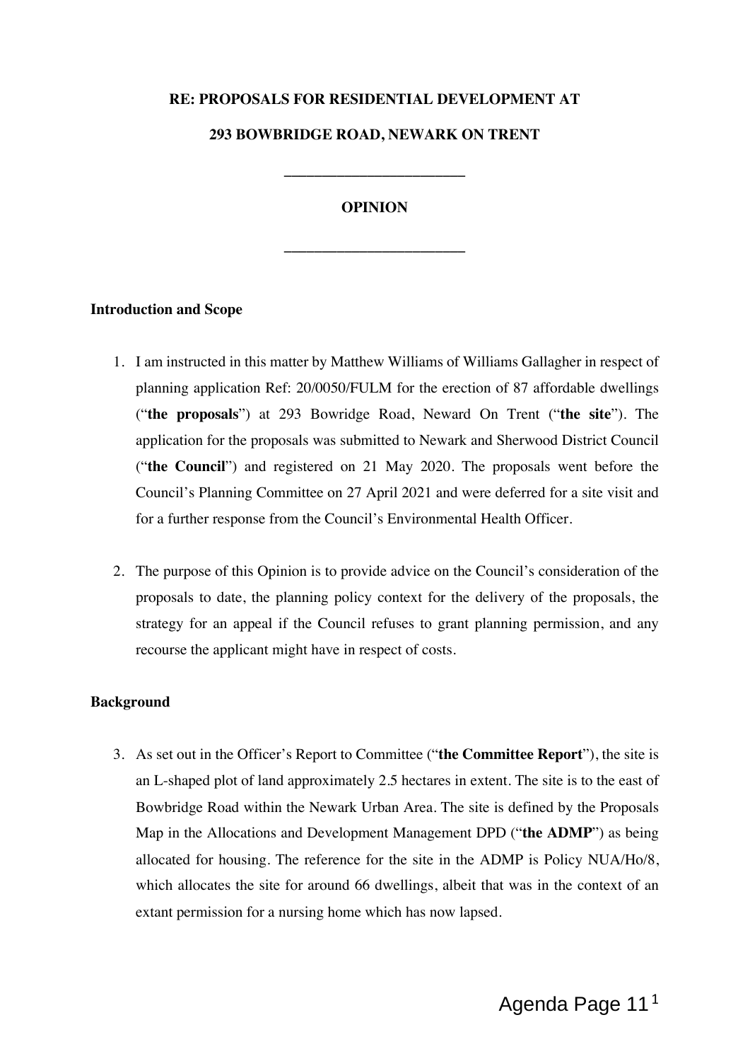**RE: PROPOSALS FOR RESIDENTIAL DEVELOPMENT AT**

**293 BOWBRIDGE ROAD, NEWARK ON TRENT**

______________________________

**OPINION**

______________________________

**Introduction and Scope**

1. I am instructed in this matter by Matthew Williams of Williams Gallagher in respect of planning application Ref: 20/0050/FULM for the erection of 87 affordable dwellings ("**the proposals**") at 293 Bowridge Road, Neward On Trent ("**the site**"). The application for the proposals was submitted to Newark and Sherwood District Council ("**the Council**") and registered on 21 May 2020. The proposals went before the Council's Planning Committee on 27 April 2021 and were deferred for a site visit and for a further response from the Council's Environmental Health Officer.

2. The purpose of this Opinion is to provide advice on the Council's consideration of the proposals to date, the planning policy context for the delivery of the proposals, the strategy for an appeal if the Council refuses to grant planning permission, and any recourse the applicant might have in respect of costs.

**Background**

3. As set out in the Officer's Report to Committee ("**the Committee Report**"), the site is an L-shaped plot of land approximately 2.5 hectares in extent. The site is to the east of Bowbridge Road within the Newark Urban Area. The site is defined by the Proposals Map in the Allocations and Development Management DPD ("**the ADMP**") as being allocated for housing. The reference for the site in the ADMP is Policy NUA/Ho/8, which allocates the site for around 66 dwellings, albeit that was in the context of an extant permission for a nursing home which has now lapsed.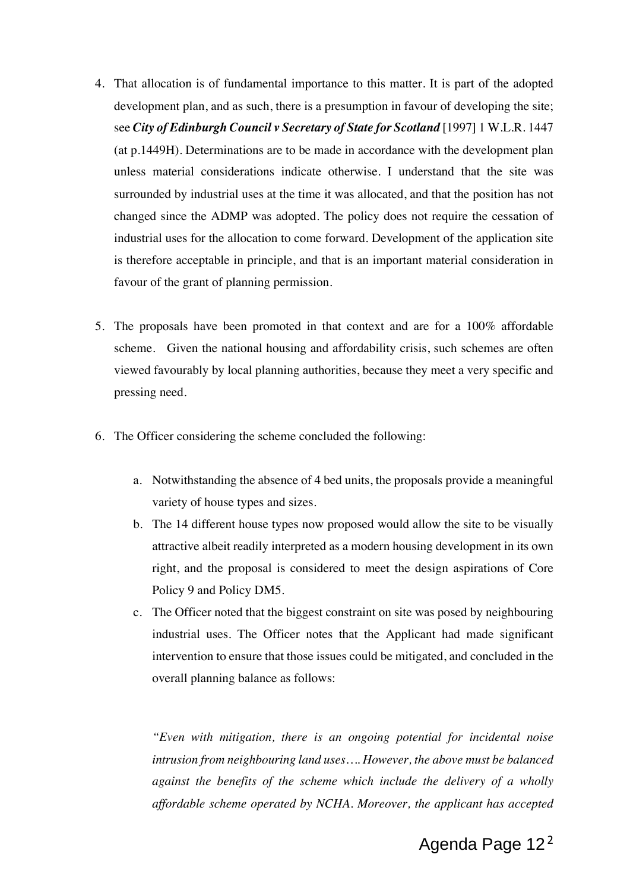4. That allocation is of fundamental importance to this matter. It is part of the adopted development plan, and as such, there is a presumption in favour of developing the site; see ***City of Edinburgh Council v Secretary of State for Scotland*** [1997] 1 W.L.R. 1447 (at p.1449H). Determinations are to be made in accordance with the development plan unless material considerations indicate otherwise. I understand that the site was surrounded by industrial uses at the time it was allocated, and that the position has not changed since the ADMP was adopted. The policy does not require the cessation of industrial uses for the allocation to come forward. Development of the application site is therefore acceptable in principle, and that is an important material consideration in favour of the grant of planning permission.

5. The proposals have been promoted in that context and are for a 100% affordable scheme. Given the national housing and affordability crisis, such schemes are often viewed favourably by local planning authorities, because they meet a very specific and pressing need.

6. The Officer considering the scheme concluded the following:

   a. Notwithstanding the absence of 4 bed units, the proposals provide a meaningful variety of house types and sizes.
   b. The 14 different house types now proposed would allow the site to be visually attractive albeit readily interpreted as a modern housing development in its own right, and the proposal is considered to meet the design aspirations of Core Policy 9 and Policy DM5.
   c. The Officer noted that the biggest constraint on site was posed by neighbouring industrial uses. The Officer notes that the Applicant had made significant intervention to ensure that those issues could be mitigated, and concluded in the overall planning balance as follows:

   *"Even with mitigation, there is an ongoing potential for incidental noise intrusion from neighbouring land uses…. However, the above must be balanced against the benefits of the scheme which include the delivery of a wholly affordable scheme operated by NCHA. Moreover, the applicant has accepted*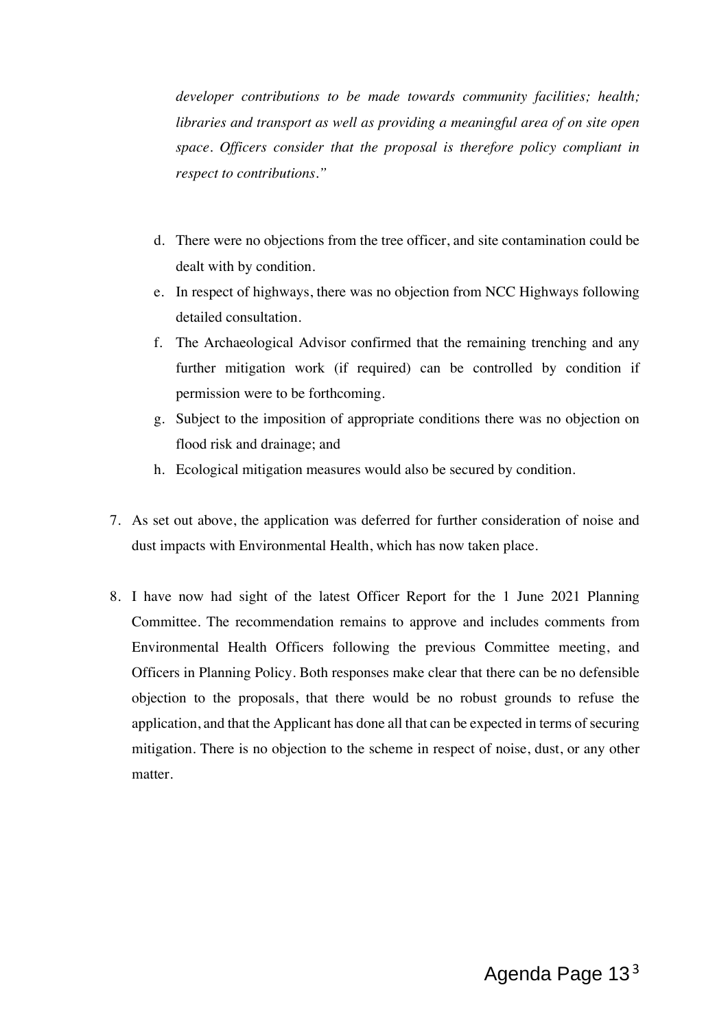*developer contributions to be made towards community facilities; health; libraries and transport as well as providing a meaningful area of on site open space. Officers consider that the proposal is therefore policy compliant in respect to contributions."*

d. There were no objections from the tree officer, and site contamination could be dealt with by condition.

e. In respect of highways, there was no objection from NCC Highways following detailed consultation.

f. The Archaeological Advisor confirmed that the remaining trenching and any further mitigation work (if required) can be controlled by condition if permission were to be forthcoming.

g. Subject to the imposition of appropriate conditions there was no objection on flood risk and drainage; and

h. Ecological mitigation measures would also be secured by condition.

7. As set out above, the application was deferred for further consideration of noise and dust impacts with Environmental Health, which has now taken place.

8. I have now had sight of the latest Officer Report for the 1 June 2021 Planning Committee. The recommendation remains to approve and includes comments from Environmental Health Officers following the previous Committee meeting, and Officers in Planning Policy. Both responses make clear that there can be no defensible objection to the proposals, that there would be no robust grounds to refuse the application, and that the Applicant has done all that can be expected in terms of securing mitigation. There is no objection to the scheme in respect of noise, dust, or any other matter.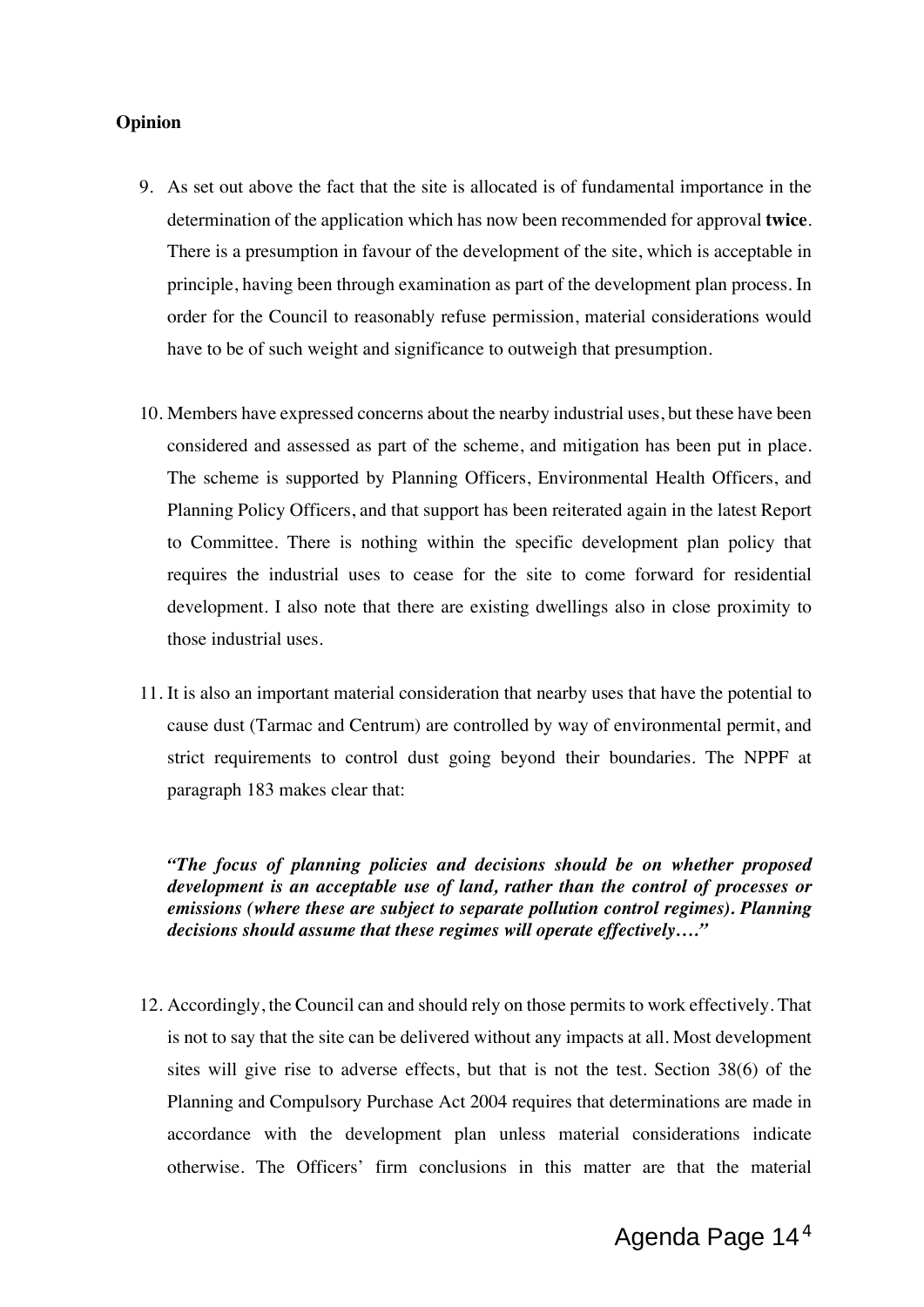**Opinion**

9. As set out above the fact that the site is allocated is of fundamental importance in the determination of the application which has now been recommended for approval **twice**. There is a presumption in favour of the development of the site, which is acceptable in principle, having been through examination as part of the development plan process. In order for the Council to reasonably refuse permission, material considerations would have to be of such weight and significance to outweigh that presumption.

10. Members have expressed concerns about the nearby industrial uses, but these have been considered and assessed as part of the scheme, and mitigation has been put in place. The scheme is supported by Planning Officers, Environmental Health Officers, and Planning Policy Officers, and that support has been reiterated again in the latest Report to Committee. There is nothing within the specific development plan policy that requires the industrial uses to cease for the site to come forward for residential development. I also note that there are existing dwellings also in close proximity to those industrial uses.

11. It is also an important material consideration that nearby uses that have the potential to cause dust (Tarmac and Centrum) are controlled by way of environmental permit, and strict requirements to control dust going beyond their boundaries. The NPPF at paragraph 183 makes clear that:

    ***"The focus of planning policies and decisions should be on whether proposed development is an acceptable use of land, rather than the control of processes or emissions (where these are subject to separate pollution control regimes). Planning decisions should assume that these regimes will operate effectively…."***

12. Accordingly, the Council can and should rely on those permits to work effectively. That is not to say that the site can be delivered without any impacts at all. Most development sites will give rise to adverse effects, but that is not the test. Section 38(6) of the Planning and Compulsory Purchase Act 2004 requires that determinations are made in accordance with the development plan unless material considerations indicate otherwise. The Officers' firm conclusions in this matter are that the material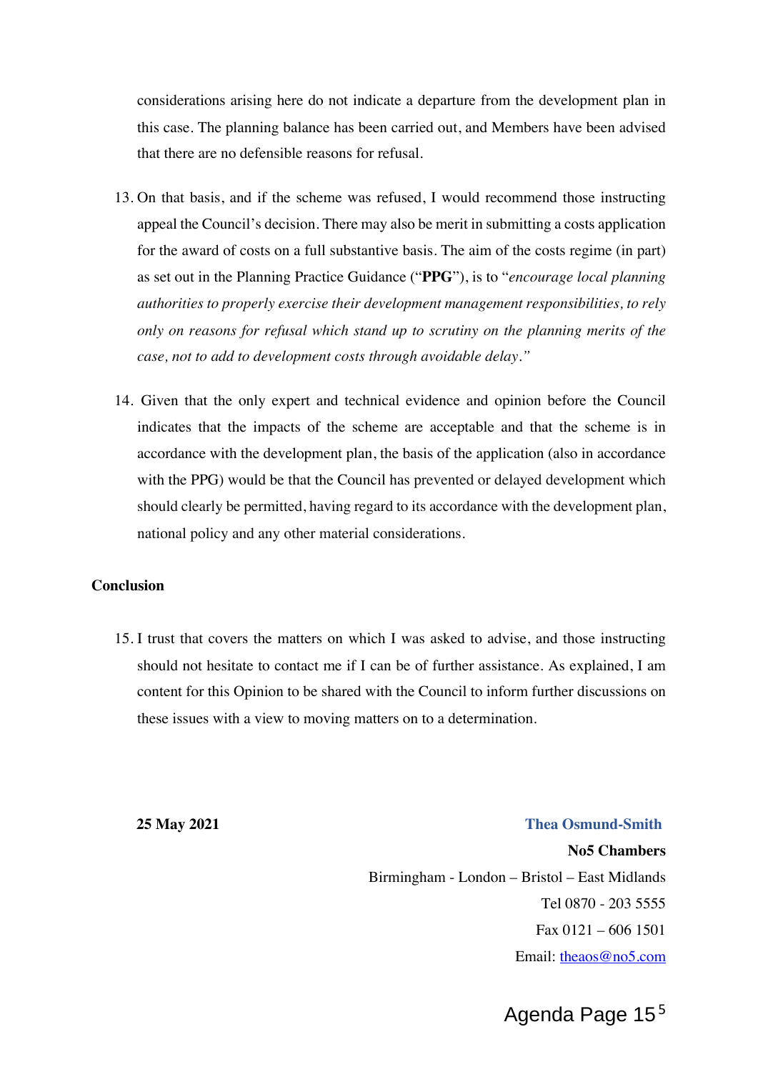considerations arising here do not indicate a departure from the development plan in this case. The planning balance has been carried out, and Members have been advised that there are no defensible reasons for refusal.

13. On that basis, and if the scheme was refused, I would recommend those instructing appeal the Council's decision. There may also be merit in submitting a costs application for the award of costs on a full substantive basis. The aim of the costs regime (in part) as set out in the Planning Practice Guidance ("**PPG**"), is to "*encourage local planning authorities to properly exercise their development management responsibilities, to rely only on reasons for refusal which stand up to scrutiny on the planning merits of the case, not to add to development costs through avoidable delay*."

14. Given that the only expert and technical evidence and opinion before the Council indicates that the impacts of the scheme are acceptable and that the scheme is in accordance with the development plan, the basis of the application (also in accordance with the PPG) would be that the Council has prevented or delayed development which should clearly be permitted, having regard to its accordance with the development plan, national policy and any other material considerations.

**Conclusion**

15. I trust that covers the matters on which I was asked to advise, and those instructing should not hesitate to contact me if I can be of further assistance. As explained, I am content for this Opinion to be shared with the Council to inform further discussions on these issues with a view to moving matters on to a determination.

**25 May 2021**

**Thea Osmund-Smith**

**No5 Chambers**

Birmingham - London – Bristol – East Midlands

Tel 0870 - 203 5555

Fax 0121 – 606 1501

Email: theaos@no5.com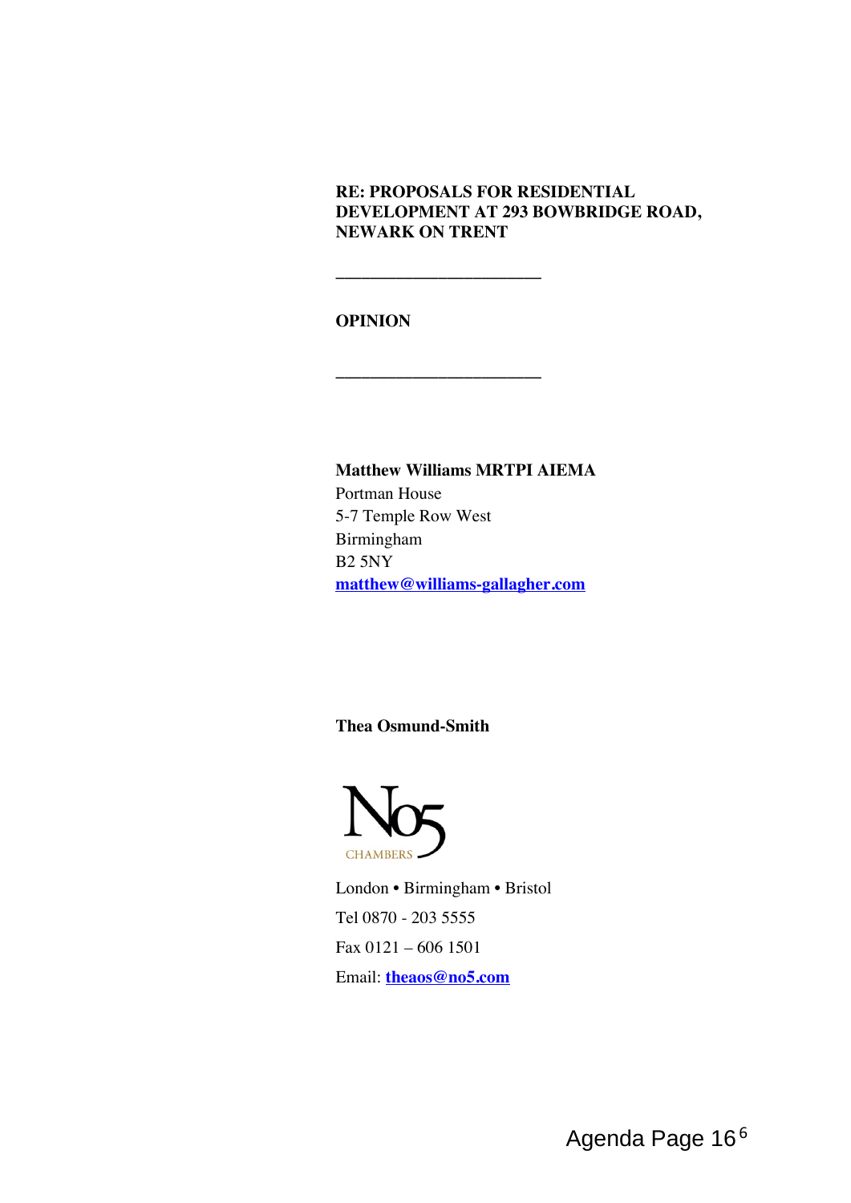**RE: PROPOSALS FOR RESIDENTIAL DEVELOPMENT AT 293 BOWBRIDGE ROAD, NEWARK ON TRENT**

______________________

**OPINION**

______________________

**Matthew Williams MRTPI AIEMA**
Portman House
5-7 Temple Row West
Birmingham
B2 5NY
**matthew@williams-gallagher.com**

**Thea Osmund-Smith**

No5 CHAMBERS

London • Birmingham • Bristol
Tel 0870 - 203 5555
Fax 0121 – 606 1501
Email: **theaos@no5.com**